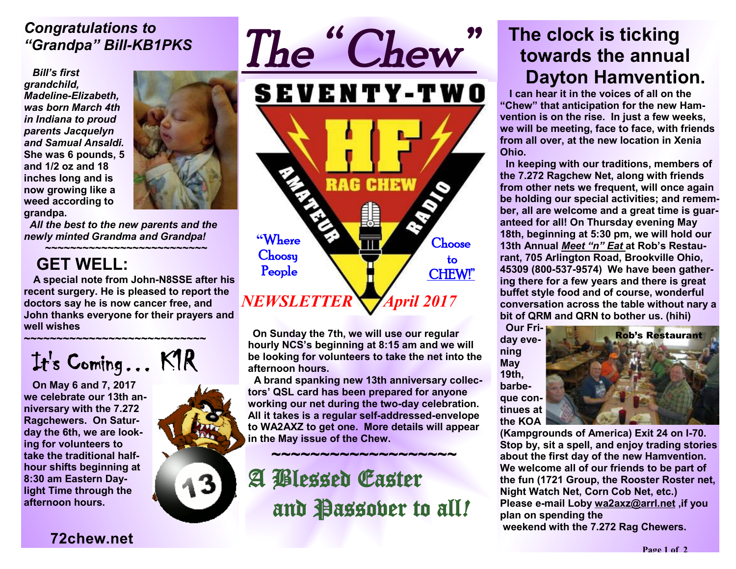# The "Chew"

SEVENTY-TWO

HF

RAG CHEW

AMATEUR RADIO

"Where Choosy People Choose to CHEW!"

*NEWSLETTER* *April 2017*

## *Congratulations to "Grandpa" Bill-KB1PKS*

*Bill's first grandchild, Madeline-Elizabeth, was born March 4th in Indiana to proud parents Jacquelyn and Samual Ansaldi.* She was 6 pounds, 5 and 1/2 oz and 18 inches long and is now growing like a weed according to grandpa.

*All the best to the new parents and the newly minted Grandma and Grandpa!*

~~~~~~~~~~~~~~~~~~~~~~~~~~~~

## GET WELL:

A special note from John-N8SSE after his recent surgery. He is pleased to report the doctors say he is now cancer free, and John thanks everyone for their prayers and well wishes

~~~~~~~~~~~~~~~~~~~~~~~~~~~~

## It's Coming... K1R

On May 6 and 7, 2017 we celebrate our 13th anniversary with the 7.272 Ragchewers. On Saturday the 6th, we are looking for volunteers to take the traditional half-hour shifts beginning at 8:30 am Eastern Daylight Time through the afternoon hours.

On Sunday the 7th, we will use our regular hourly NCS's beginning at 8:15 am and we will be looking for volunteers to take the net into the afternoon hours.

A brand spanking new 13th anniversary collectors' QSL card has been prepared for anyone working our net during the two-day celebration. All it takes is a regular self-addressed-envelope to WA2AXZ to get one. More details will appear in the May issue of the Chew.

~~~~~~~~~~~~~~~~~~~~

A Blessed Easter and Passover to all!

72chew.net

## The clock is ticking towards the annual Dayton Hamvention.

I can hear it in the voices of all on the "Chew" that anticipation for the new Hamvention is on the rise. In just a few weeks, we will be meeting, face to face, with friends from all over, at the new location in Xenia Ohio.

In keeping with our traditions, members of the 7.272 Ragchew Net, along with friends from other nets we frequent, will once again be holding our special activities; and remember, all are welcome and a great time is guaranteed for all! On Thursday evening May 18th, beginning at 5:30 pm, we will hold our 13th Annual ***Meet "n" Eat*** at Rob's Restaurant, 705 Arlington Road, Brookville Ohio, 45309 (800-537-9574) We have been gathering there for a few years and there is great buffet style food and of course, wonderful conversation across the table without nary a bit of QRM and QRN to bother us. (hihi)

Rob's Restaurant

Our Friday evening May 19th, barbeque continues at the KOA (Kampgrounds of America) Exit 24 on I-70. Stop by, sit a spell, and enjoy trading stories about the first day of the new Hamvention. We welcome all of our friends to be part of the fun (1721 Group, the Rooster Roster net, Night Watch Net, Corn Cob Net, etc.) Please e-mail Loby wa2axz@arrl.net ,if you plan on spending the weekend with the 7.272 Rag Chewers.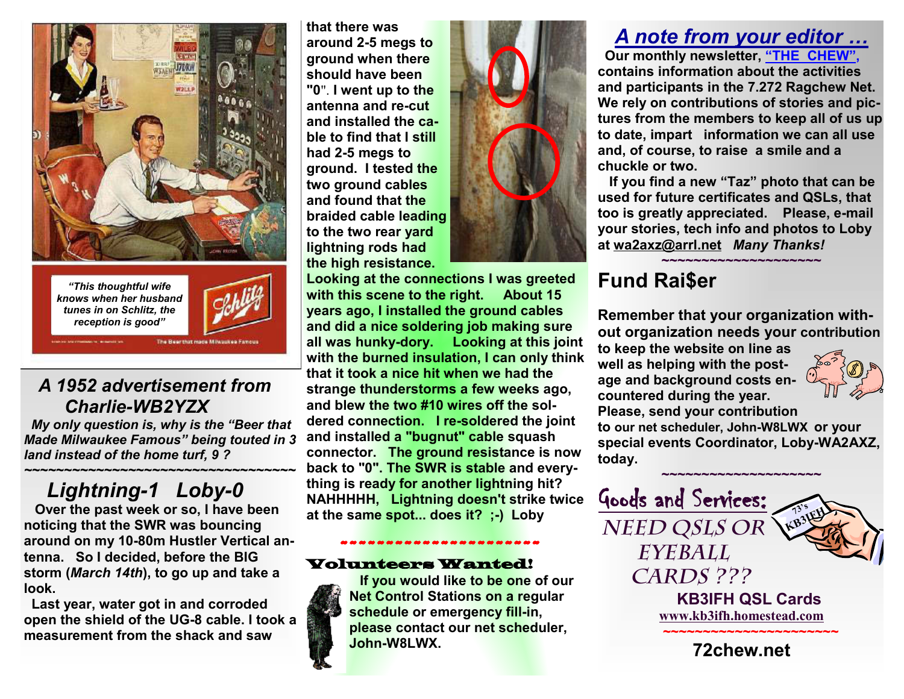"This thoughtful wife knows when her husband tunes in on Schlitz, the reception is good"

## *A 1952 advertisement from Charlie-WB2YZX*

*My only question is, why is the "Beer that Made Milwaukee Famous" being touted in 3 land instead of the home turf, 9 ?*

~~~~~~~~~~~~~~~~~~~~~~~~~~~~~~~~~~~

## *Lightning-1 Loby-0*

Over the past week or so, I have been noticing that the SWR was bouncing around on my 10-80m Hustler Vertical antenna. So I decided, before the BIG storm (*March 14th*), to go up and take a look.

Last year, water got in and corroded open the shield of the UG-8 cable. I took a measurement from the shack and saw that there was around 2-5 megs to ground when there should have been "0". I went up to the antenna and re-cut and installed the cable to find that I still had 2-5 megs to ground. I tested the two ground cables and found that the braided cable leading to the two rear yard lightning rods had the high resistance.

Looking at the connections I was greeted with this scene to the right. About 15 years ago, I installed the ground cables and did a nice soldering job making sure all was hunky-dory. Looking at this joint with the burned insulation, I can only think that it took a nice hit when we had the strange thunderstorms a few weeks ago, and blew the two #10 wires off the soldered connection. I re-soldered the joint and installed a "bugnut" cable squash connector. The ground resistance is now back to "0". The SWR is stable and everything is ready for another lightning hit? NAHHHHH, Lightning doesn't strike twice at the same spot... does it? ;-) Loby

~~~~~~~~~~~~~~~~~~~~~~

## Volunteers Wanted!

If you would like to be one of our Net Control Stations on a regular schedule or emergency fill-in, please contact our net scheduler, John-W8LWX.

## *A note from your editor …*

Our monthly newsletter, **"THE CHEW"**, contains information about the activities and participants in the 7.272 Ragchew Net. We rely on contributions of stories and pictures from the members to keep all of us up to date, impart information we can all use and, of course, to raise a smile and a chuckle or two.

If you find a new "Taz" photo that can be used for future certificates and QSLs, that too is greatly appreciated. Please, e-mail your stories, tech info and photos to Loby at wa2axz@arrl.net *Many Thanks!*

~~~~~~~~~~~~~~~~~~~~

## Fund Rai$er

Remember that your organization without organization needs your contribution to keep the website on line as well as helping with the postage and background costs encountered during the year. Please, send your contribution to our net scheduler, John-W8LWX or your special events Coordinator, Loby-WA2AXZ, today.

~~~~~~~~~~~~~~~~~~~~

## Goods and Services:

NEED QSLS OR EYEBALL CARDS ???

**KB3IFH QSL Cards**

www.kb3ifh.homestead.com

~~~~~~~~~~~~~~~~~~~~~~

**72chew.net**